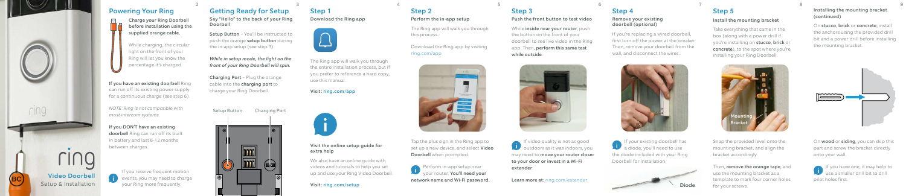ring

**Video Doorbell**
Setup & Installation

## Powering Your Ring

**Charge your Ring Doorbell before installation using the supplied orange cable.**

While charging, the circular light on the front of your Ring will let you know the percentage it's charged.

**If you have an existing doorbell** Ring can run off its existing power supply for a continuous charge (see step 6).

*NOTE: Ring is not compatible with most intercom systems.*

**If you DON'T have an existing doorbell** Ring can run off its built in battery and last 6-12 months between charges.

If you receive frequent motion events, you may need to charge your Ring more frequently.

## Getting Ready for Setup

**Say "Hello" to the back of your Ring Doorbell**

**Setup Button** - You'll be instructed to push the orange **setup button** during the in-app setup (see step 3).

***While in setup mode, the light on the front of your Ring Doorbell will spin.***

**Charging Port** - Plug the orange cable into the **charging port** to charge your Ring Doorbell.

Setup Button

Charging Port

## Step 1

**Download the Ring app**

The Ring app will walk you through the entire installation process, but if you prefer to reference a hard copy, use this manual.

Visit: **ring.com/app**

**Visit the online setup guide for extra help**

We also have an online guide with videos and tutorials to help you set up and use your Ring Video Doorbell.

Visit: **ring.com/setup**

## Step 2

**Perform the in-app setup**

The Ring app will walk you through this process.

Download the Ring app by visiting ring.com/app

Tap the plus sign in the Ring app to set up a new device, and select **Video Doorbell** when prompted.

Perform in-app setup near your router. **You'll need your network name and Wi-Fi password.**

## Step 3

**Push the front button to test video**

While **inside near your router**, push the button on the front of your doorbell to see live video in the Ring app. Then, **perform this same test while outside**.

If video quality is not as good outdoors as it was indoors, you may need to **move your router closer to your door or invest in a Wi-Fi extender**.

Learn more at: ring.com/extender

## Step 4

**Remove your existing doorbell (optional)**

If you're replacing a wired doorbell, first turn off the power at the breaker. Then, remove your doorbell from the wall, and disconnect the wires.

If your existing doorbell has a diode, you'll need to use the diode included with your Ring Doorbell for installation.

Diode

## Step 5

**Install the mounting bracket**

Take everything that came in the box (along with a power drill if you're installing on **stucco**, **brick** or **concrete**), to the spot where you're installing your Ring Doorbell.

Mounting Bracket

Snap the provided level onto the mounting bracket, and align the bracket accordingly.

Then, **remove the orange tape**, and use the mounting bracket as a template to mark four corner holes for your screws.

**Installing the mounting bracket (continued)**

On **stucco**, **brick** or **concrete**, install the anchors using the provided drill bit and a power drill before installing the mounting bracket.

On **wood** or **siding**, you can skip this part and screw the bracket directly onto your wall.

If you have one, it may help to use a smaller drill bit to drill pilot holes first.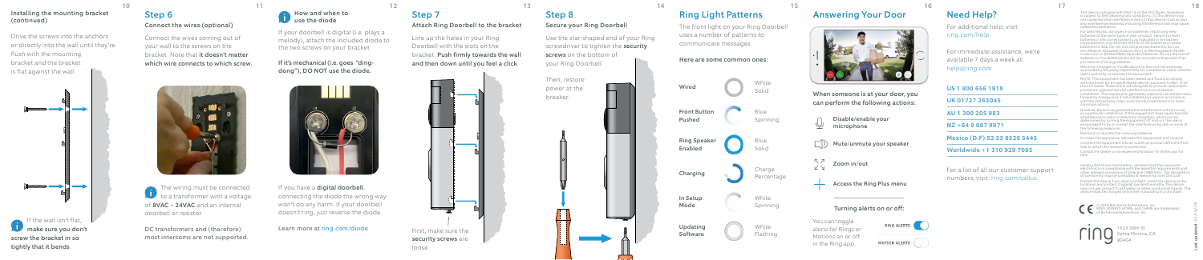## Installing the mounting bracket (continued)

Drive the screws into the anchors or directly into the wall until they're flush with the mounting bracket and the bracket is flat against the wall.

If the wall isn't flat, **make sure you don't screw the bracket in so tightly that it bends**.

## Step 6

### Connect the wires (optional)

Connect the wires coming out of your wall to the screws on the bracket. Note that **it doesn't matter which wire connects to which screw.**

The wiring must be connected to a transformer with a voltage of **8VAC – 24VAC** and an internal doorbell or resistor.

DC transformers and (therefore) most intercoms are not supported.

### How and when to use the diode

If your doorbell is digital (i.e. plays a melody), attach the included diode to the two screws on your bracket.

**If it's mechanical (i.e. goes "ding-dong"), DO NOT use the diode.**

If you have a **digital doorbell**, connecting the diode the wrong way won't do any harm. If your doorbell doesn't ring, just reverse the diode.

Learn more at ring.com/diode

## Step 7

### Attach Ring Doorbell to the bracket

Line up the holes in your Ring Doorbell with the slots on the bracket. **Push firmly towards the wall and then down until you feel a click**.

First, make sure the **security screws** are loose.

## Step 8

### Secure your Ring Doorbell

Use the star-shaped end of your Ring screwdriver to tighten the **security screws** on the bottom of your Ring Doorbell.

Then, restore power at the breaker.

## Ring Light Patterns

The front light on your Ring Doorbell uses a number of patterns to communicate messages.

**Here are some common ones:**

| | |
|---|---|
| Wired | White Solid |
| Front Button Pushed | Blue Spinning |
| Ring Speaker Enabled | Blue Solid |
| Charging | Charge Percentage |
| In Setup Mode | White Spinning |
| Updating Software | White Flashing |

## Answering Your Door

When someone is at your door, you can perform the following actions:

- Disable/enable your microphone
- Mute/unmute your speaker
- Zoom in/out
- Access the Ring Plus menu

### Turning alerts on or off:

You can toggle alerts for Rings or Motions on or off in the Ring app.

RING ALERTS

MOTION ALERTS

## Need Help?

For additional help, visit: ring.com/help

For immediate assistance, we're available 7 days a week at: help@ring.com

| | |
|---|---|
| US | 1 800 656 1918 |
| UK | 01727 263045 |
| AU | 1 300 205 983 |
| NZ | +64 9 887 9871 |
| Mexico (D.F) | 52 55 8526 5445 |
| Worldwide | +1 310 929 7085 |

For a list of all our customer support numbers, visit: ring.com/callus

This device complies with Part 15 of the FCC Rules. Operation is subject to the following two conditions: (1) this device may not cause harmful interference, and (2) this device must accept any interference received, including interference that may cause undesired operation.

For best results, use type-L/non batteries. Install only new batteries of the same type in your product. Failure to insert batteries in the correct polarity, as indicated in the battery compartment, may shorten the life of the batteries or cause batteries to leak. Do not mix old and new batteries. Do not mix Alkaline, Standard (Carbon-Zinc) or Rechargeable (Nickel Cadmium) or (Nickel Metal Hydride) batteries. Do not dispose of batteries in fire. Batteries should be recycled or disposed of as per state and local guidelines.

Warning: Changes or modifications to this unit not expressly approved by the party responsible for compliance could void the user's authority to operate the equipment.

NOTE: This equipment has been tested and found to comply with the limits for a Class B digital device, pursuant to Part 15 of the FCC Rules. These limits are designed to provide reasonable protection against harmful interference in a residential installation. This equipment generates, uses and can radiate radio frequency energy and, if not installed and used in accordance with the instructions, may cause harmful interference to radio communications.

However, there is no guarantee that interference will not occur in a particular installation. If this equipment does cause harmful interference to radio or television reception, which can be determined by turning the equipment off and on, the user is encouraged to try to correct the interference by one or more of the following measures:

Reorient or relocate the receiving antenna.

Increase the separation between the equipment and receiver.

Connect the equipment into an outlet on a circuit different from that to which the receiver is connected.

Consult the dealer or an experienced radio/TV technician for help.

Hereby, Bot Home Automation, declares that this consumer electronics is in compliance with the essential requirements and other relevant provisions of Directive 1999/5/EC. The declaration of conformity may be consulted at www.ring.com/DoC.pdf

Protect the device from direct sunlight. Install the device at dry locations and protect it against rain and humidity. The device may not get contact to salt water or other conductive liquids. The device must be charged only within a building in a dry state.

© 2016 Bot Home Automation, Inc. RING, ALWAYS HOME, and CHIME are trademarks of Bot Home Automation, Inc.

ring

1523 26th St.
Santa Monica, CA
90404

Last updated: 01/19/18